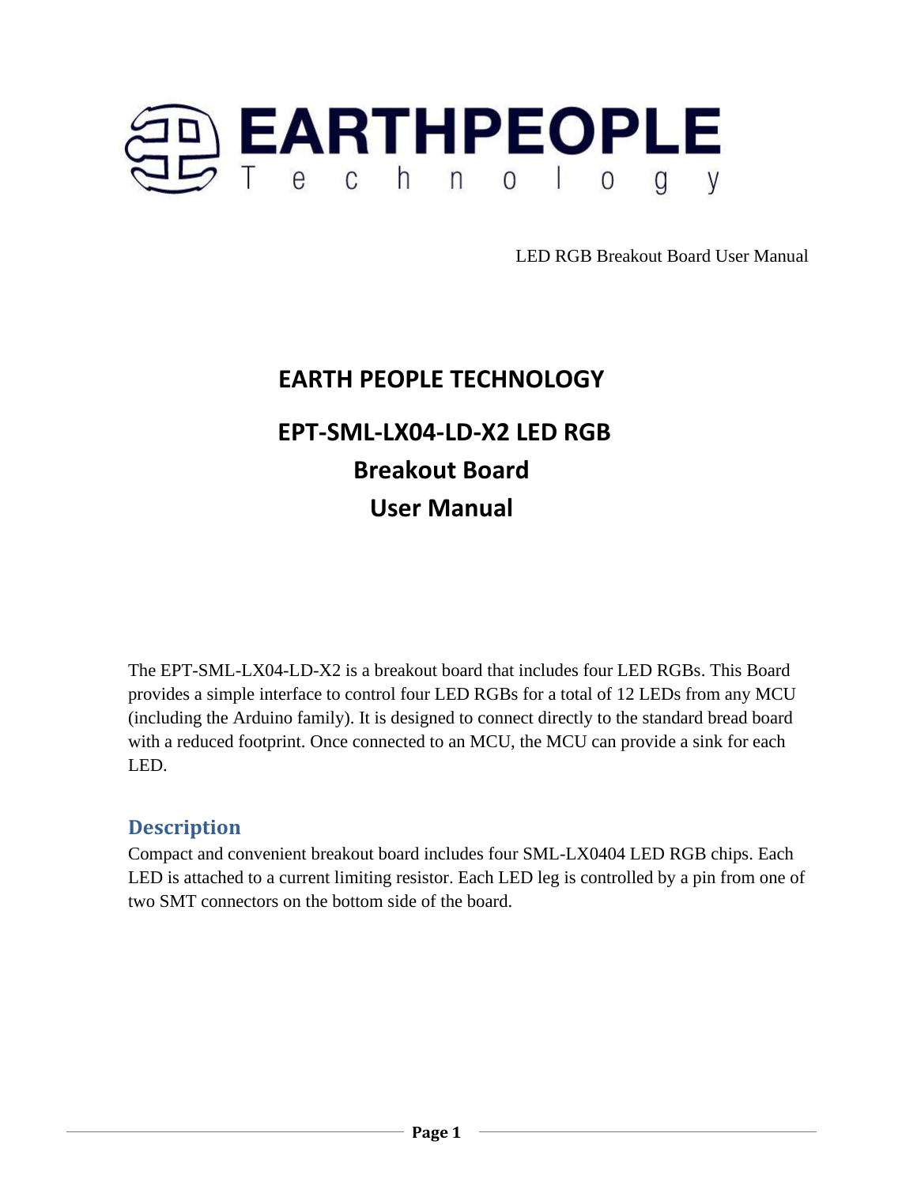EARTHPEOPLE Technology

LED RGB Breakout Board User Manual

# EARTH PEOPLE TECHNOLOGY

# EPT-SML-LX04-LD-X2 LED RGB Breakout Board User Manual

The EPT-SML-LX04-LD-X2 is a breakout board that includes four LED RGBs. This Board provides a simple interface to control four LED RGBs for a total of 12 LEDs from any MCU (including the Arduino family). It is designed to connect directly to the standard bread board with a reduced footprint. Once connected to an MCU, the MCU can provide a sink for each LED.

## Description

Compact and convenient breakout board includes four SML-LX0404 LED RGB chips. Each LED is attached to a current limiting resistor. Each LED leg is controlled by a pin from one of two SMT connectors on the bottom side of the board.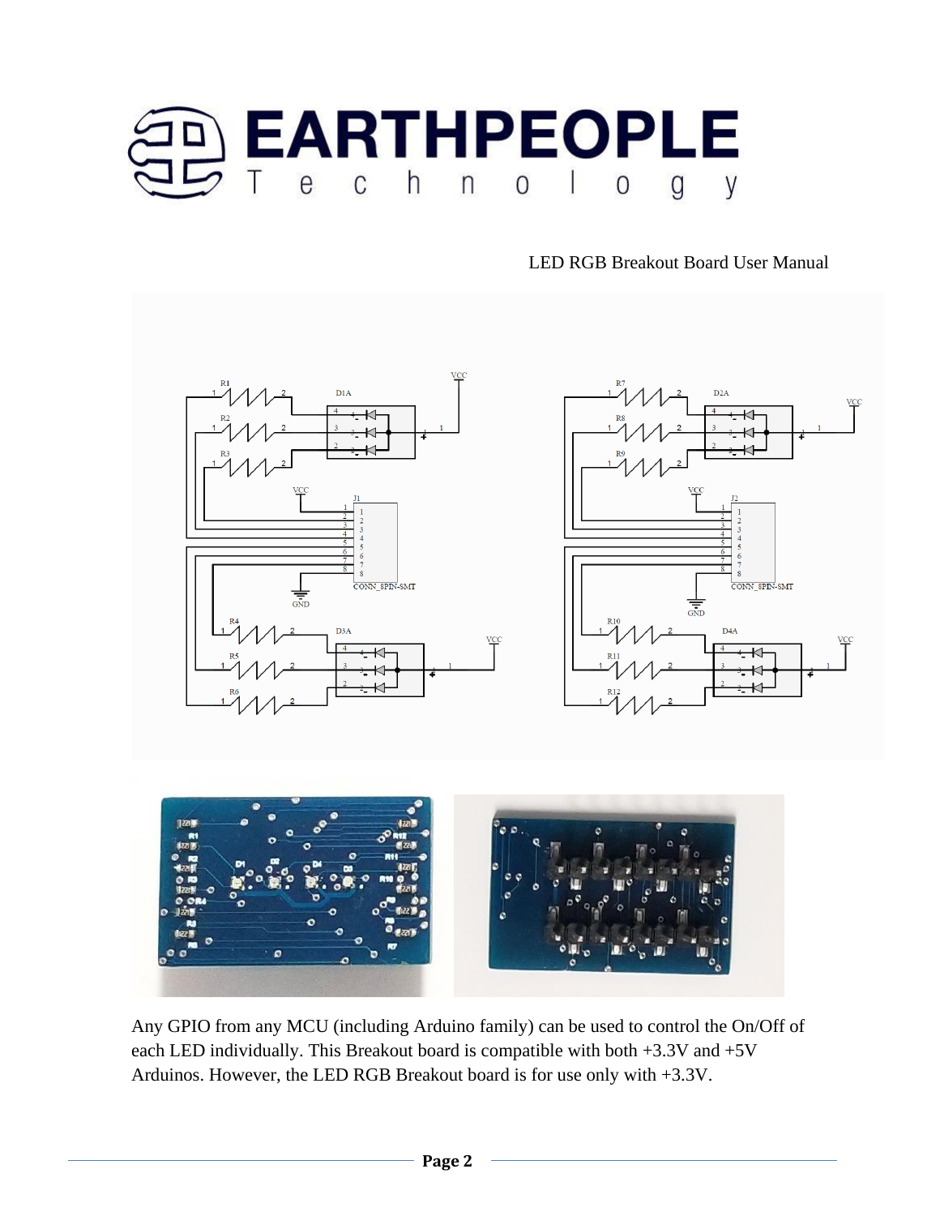LED RGB Breakout Board User Manual

Any GPIO from any MCU (including Arduino family) can be used to control the On/Off of each LED individually. This Breakout board is compatible with both +3.3V and +5V Arduinos. However, the LED RGB Breakout board is for use only with +3.3V.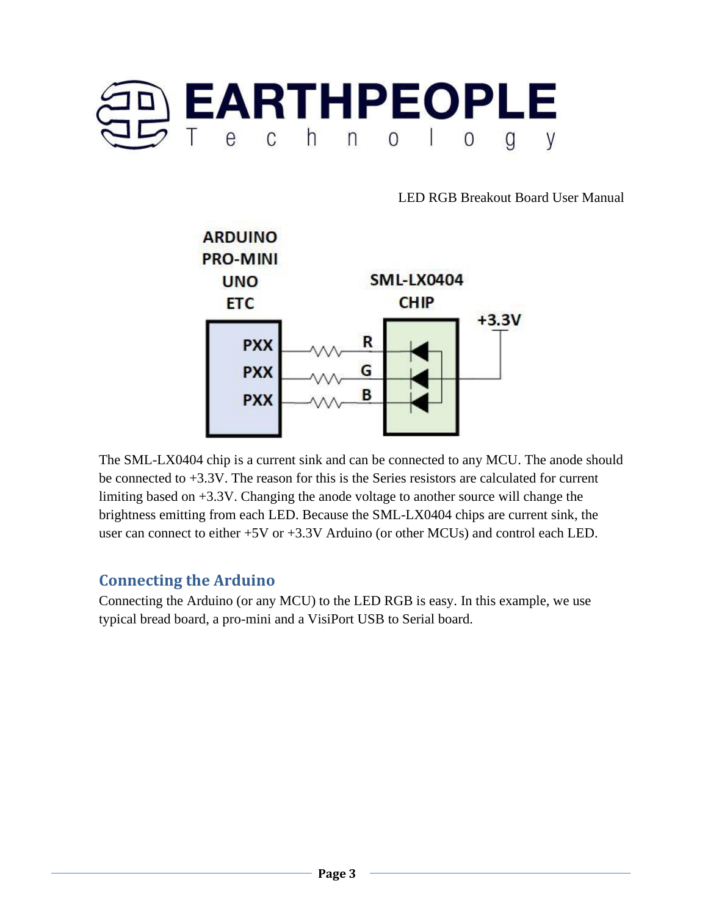The SML-LX0404 chip is a current sink and can be connected to any MCU. The anode should be connected to +3.3V. The reason for this is the Series resistors are calculated for current limiting based on +3.3V. Changing the anode voltage to another source will change the brightness emitting from each LED. Because the SML-LX0404 chips are current sink, the user can connect to either +5V or +3.3V Arduino (or other MCUs) and control each LED.

## Connecting the Arduino

Connecting the Arduino (or any MCU) to the LED RGB is easy. In this example, we use typical bread board, a pro-mini and a VisiPort USB to Serial board.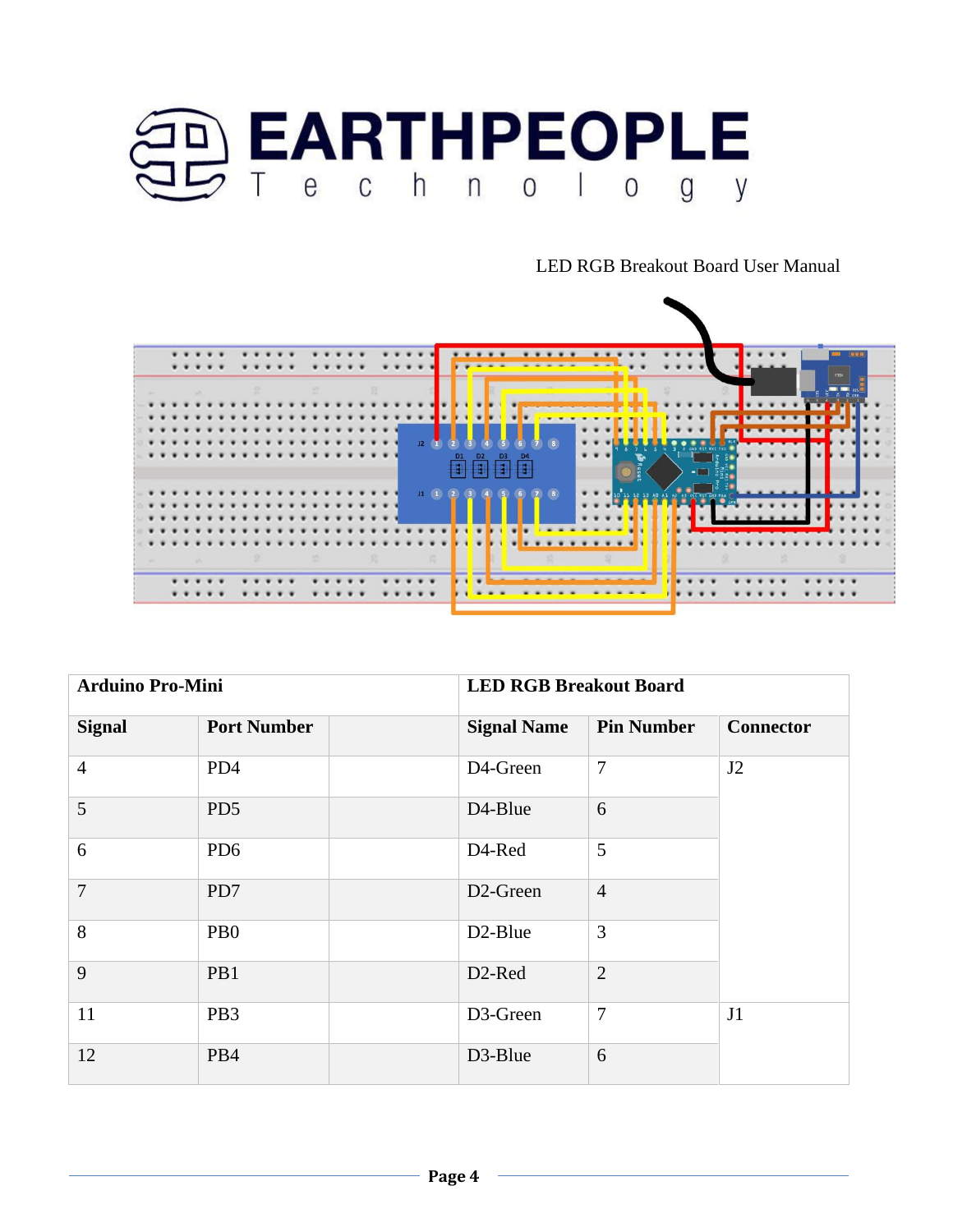LED RGB Breakout Board User Manual

| Arduino Pro-Mini | | | LED RGB Breakout Board | | |
|---|---|---|---|---|---|
| **Signal** | **Port Number** | | **Signal Name** | **Pin Number** | **Connector** |
| 4 | PD4 | | D4-Green | 7 | J2 |
| 5 | PD5 | | D4-Blue | 6 | |
| 6 | PD6 | | D4-Red | 5 | |
| 7 | PD7 | | D2-Green | 4 | |
| 8 | PB0 | | D2-Blue | 3 | |
| 9 | PB1 | | D2-Red | 2 | |
| 11 | PB3 | | D3-Green | 7 | J1 |
| 12 | PB4 | | D3-Blue | 6 | |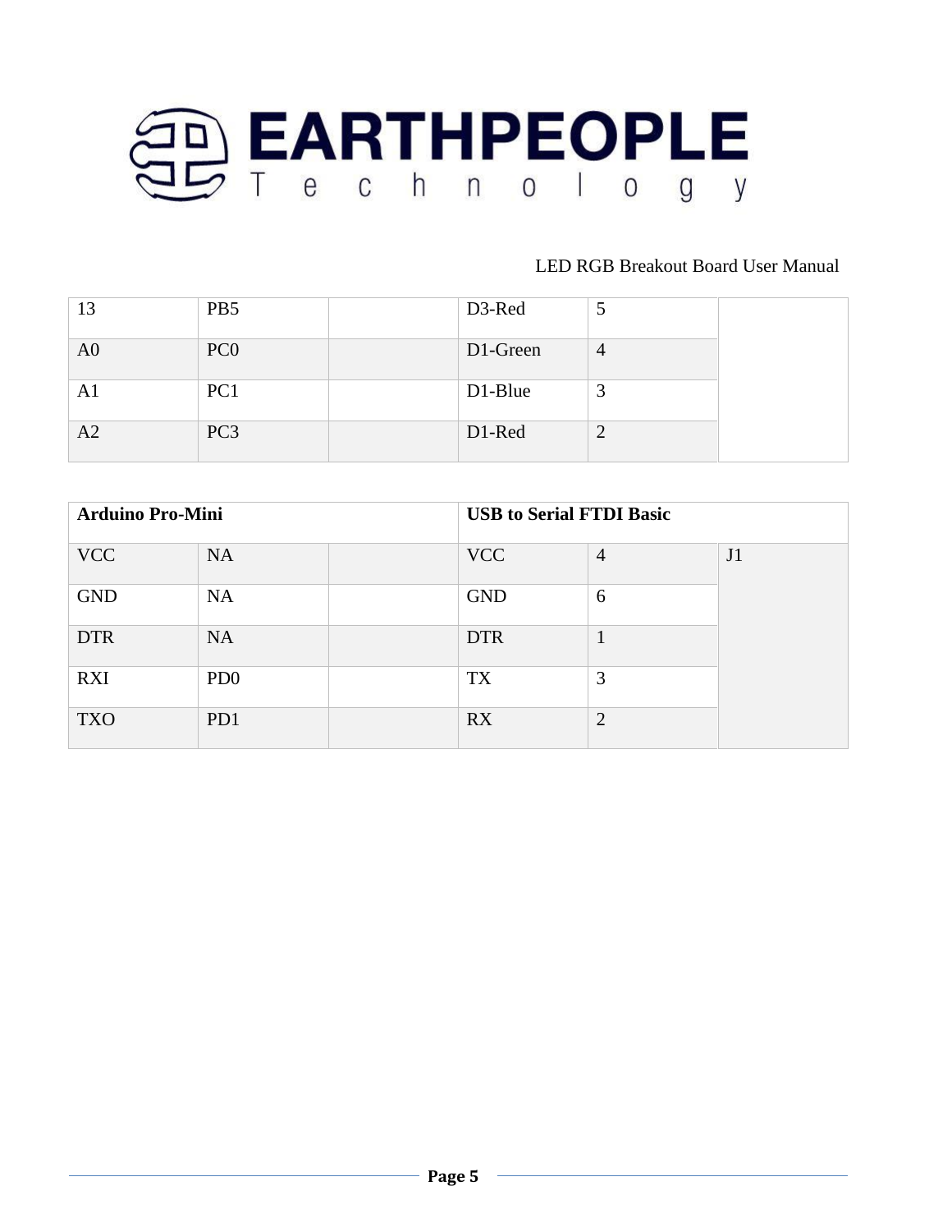| | | | | | |
|---|---|---|---|---|---|
| 13 | PB5 | | D3-Red | 5 | |
| A0 | PC0 | | D1-Green | 4 | |
| A1 | PC1 | | D1-Blue | 3 | |
| A2 | PC3 | | D1-Red | 2 | |

| **Arduino Pro-Mini** | | | **USB to Serial FTDI Basic** | | |
|---|---|---|---|---|---|
| VCC | NA | | VCC | 4 | J1 |
| GND | NA | | GND | 6 | |
| DTR | NA | | DTR | 1 | |
| RXI | PD0 | | TX | 3 | |
| TXO | PD1 | | RX | 2 | |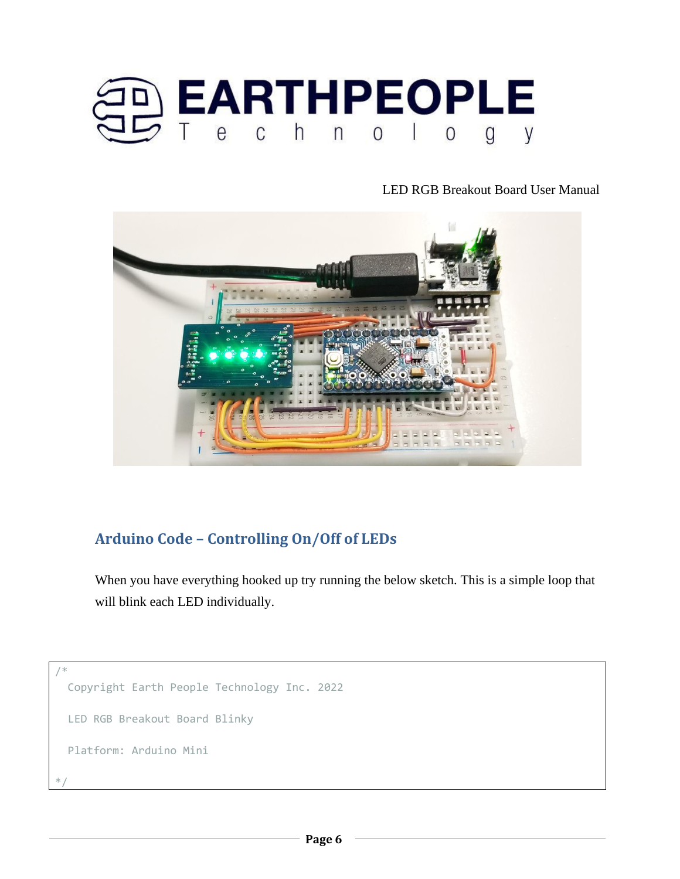## Arduino Code – Controlling On/Off of LEDs

When you have everything hooked up try running the below sketch. This is a simple loop that will blink each LED individually.

```
/*
  Copyright Earth People Technology Inc. 2022

  LED RGB Breakout Board Blinky

  Platform: Arduino Mini

*/
```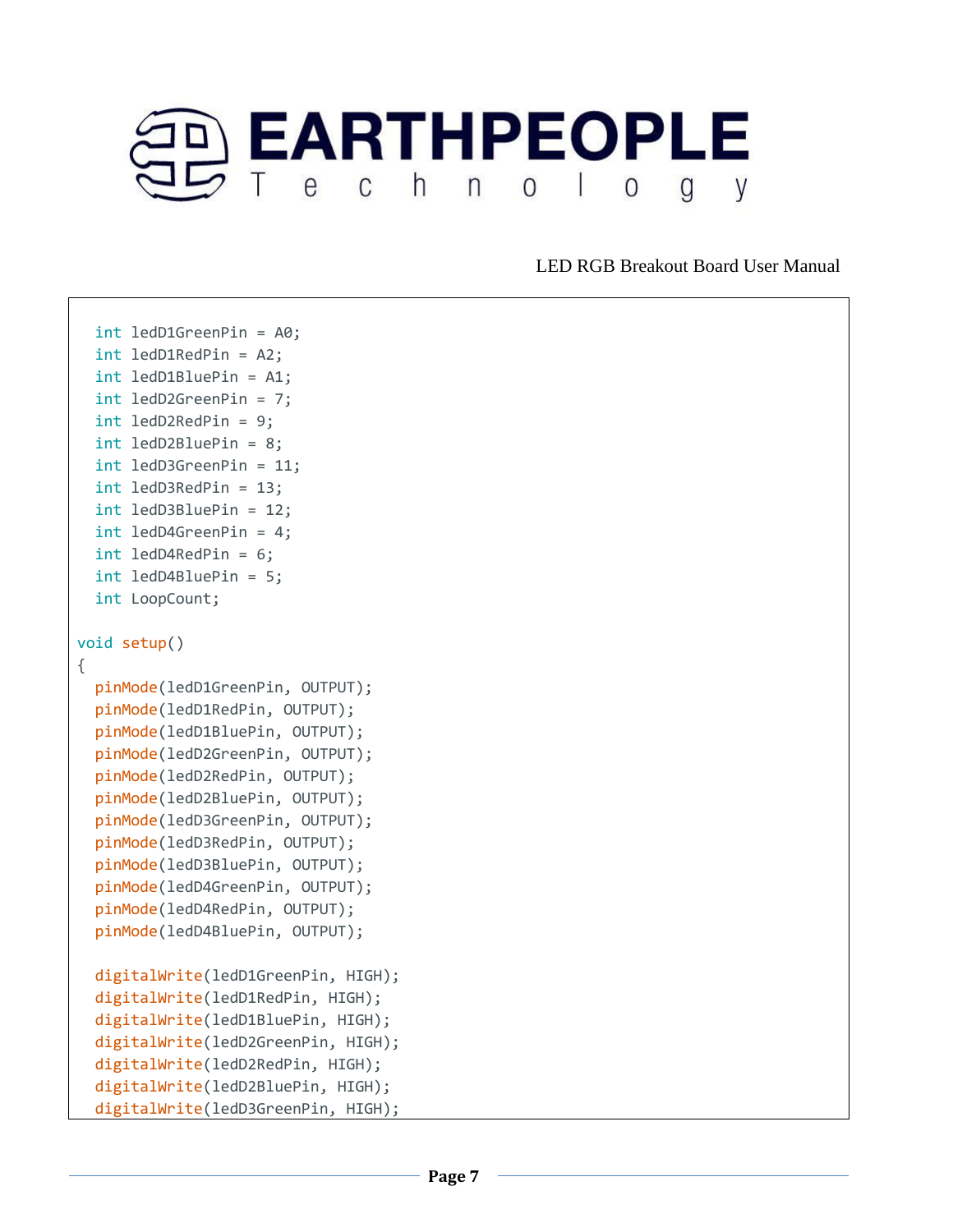```
  int ledD1GreenPin = A0;
  int ledD1RedPin = A2;
  int ledD1BluePin = A1;
  int ledD2GreenPin = 7;
  int ledD2RedPin = 9;
  int ledD2BluePin = 8;
  int ledD3GreenPin = 11;
  int ledD3RedPin = 13;
  int ledD3BluePin = 12;
  int ledD4GreenPin = 4;
  int ledD4RedPin = 6;
  int ledD4BluePin = 5;
  int LoopCount;

void setup()
{
  pinMode(ledD1GreenPin, OUTPUT);
  pinMode(ledD1RedPin, OUTPUT);
  pinMode(ledD1BluePin, OUTPUT);
  pinMode(ledD2GreenPin, OUTPUT);
  pinMode(ledD2RedPin, OUTPUT);
  pinMode(ledD2BluePin, OUTPUT);
  pinMode(ledD3GreenPin, OUTPUT);
  pinMode(ledD3RedPin, OUTPUT);
  pinMode(ledD3BluePin, OUTPUT);
  pinMode(ledD4GreenPin, OUTPUT);
  pinMode(ledD4RedPin, OUTPUT);
  pinMode(ledD4BluePin, OUTPUT);

  digitalWrite(ledD1GreenPin, HIGH);
  digitalWrite(ledD1RedPin, HIGH);
  digitalWrite(ledD1BluePin, HIGH);
  digitalWrite(ledD2GreenPin, HIGH);
  digitalWrite(ledD2RedPin, HIGH);
  digitalWrite(ledD2BluePin, HIGH);
  digitalWrite(ledD3GreenPin, HIGH);
```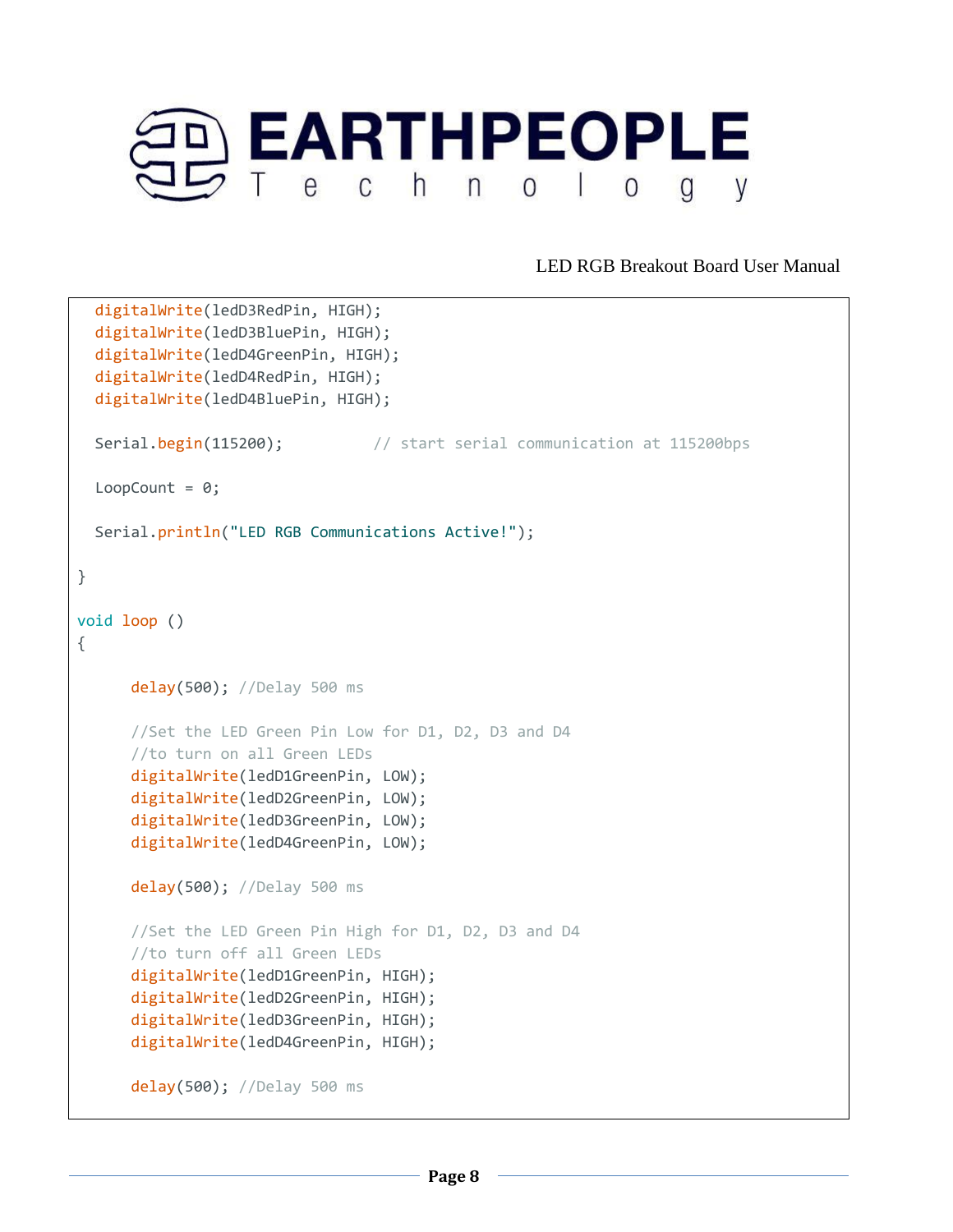```
  digitalWrite(ledD3RedPin, HIGH);
  digitalWrite(ledD3BluePin, HIGH);
  digitalWrite(ledD4GreenPin, HIGH);
  digitalWrite(ledD4RedPin, HIGH);
  digitalWrite(ledD4BluePin, HIGH);

  Serial.begin(115200);          // start serial communication at 115200bps

  LoopCount = 0;

  Serial.println("LED RGB Communications Active!");

}

void loop ()
{

      delay(500); //Delay 500 ms

      //Set the LED Green Pin Low for D1, D2, D3 and D4
      //to turn on all Green LEDs
      digitalWrite(ledD1GreenPin, LOW);
      digitalWrite(ledD2GreenPin, LOW);
      digitalWrite(ledD3GreenPin, LOW);
      digitalWrite(ledD4GreenPin, LOW);

      delay(500); //Delay 500 ms

      //Set the LED Green Pin High for D1, D2, D3 and D4
      //to turn off all Green LEDs
      digitalWrite(ledD1GreenPin, HIGH);
      digitalWrite(ledD2GreenPin, HIGH);
      digitalWrite(ledD3GreenPin, HIGH);
      digitalWrite(ledD4GreenPin, HIGH);

      delay(500); //Delay 500 ms
```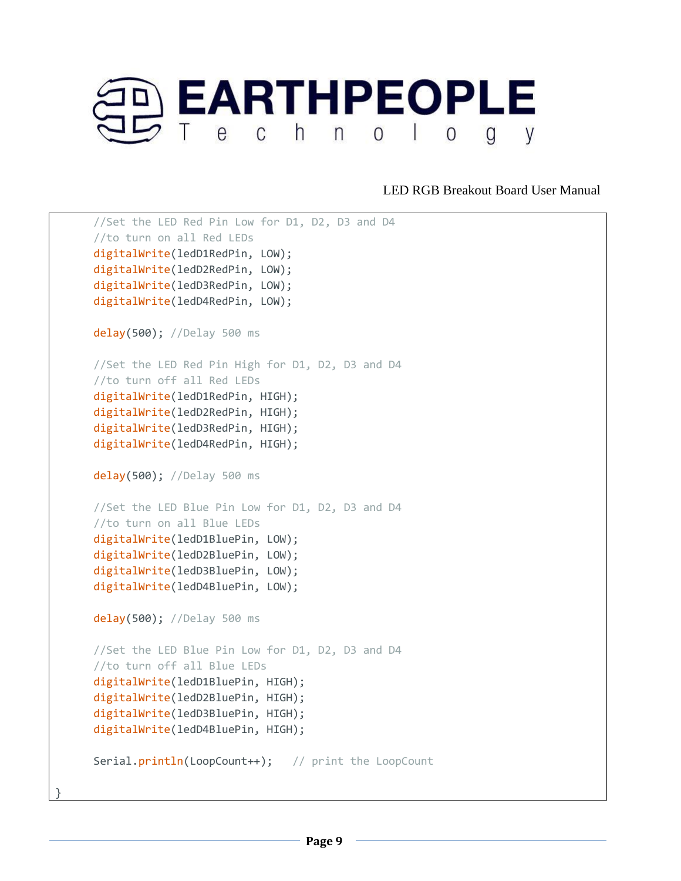```
    //Set the LED Red Pin Low for D1, D2, D3 and D4
    //to turn on all Red LEDs
    digitalWrite(ledD1RedPin, LOW);
    digitalWrite(ledD2RedPin, LOW);
    digitalWrite(ledD3RedPin, LOW);
    digitalWrite(ledD4RedPin, LOW);

    delay(500); //Delay 500 ms

    //Set the LED Red Pin High for D1, D2, D3 and D4
    //to turn off all Red LEDs
    digitalWrite(ledD1RedPin, HIGH);
    digitalWrite(ledD2RedPin, HIGH);
    digitalWrite(ledD3RedPin, HIGH);
    digitalWrite(ledD4RedPin, HIGH);

    delay(500); //Delay 500 ms

    //Set the LED Blue Pin Low for D1, D2, D3 and D4
    //to turn on all Blue LEDs
    digitalWrite(ledD1BluePin, LOW);
    digitalWrite(ledD2BluePin, LOW);
    digitalWrite(ledD3BluePin, LOW);
    digitalWrite(ledD4BluePin, LOW);

    delay(500); //Delay 500 ms

    //Set the LED Blue Pin Low for D1, D2, D3 and D4
    //to turn off all Blue LEDs
    digitalWrite(ledD1BluePin, HIGH);
    digitalWrite(ledD2BluePin, HIGH);
    digitalWrite(ledD3BluePin, HIGH);
    digitalWrite(ledD4BluePin, HIGH);

    Serial.println(LoopCount++);   // print the LoopCount

}
```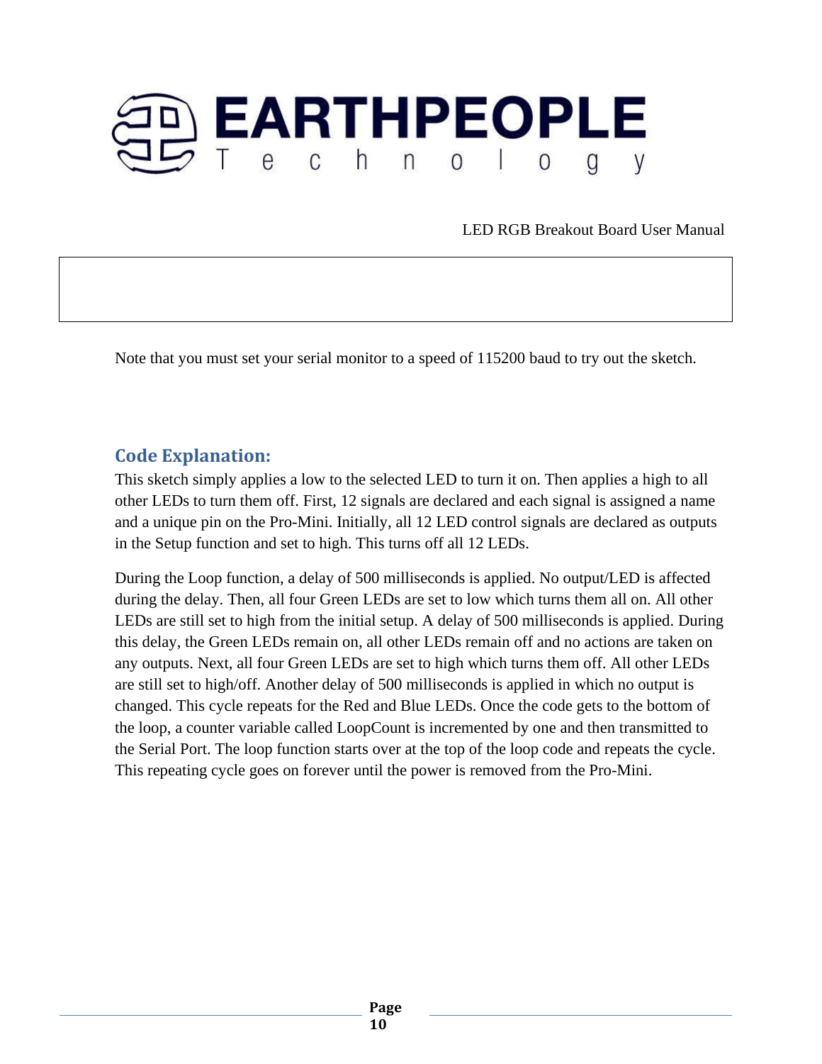Note that you must set your serial monitor to a speed of 115200 baud to try out the sketch.

## Code Explanation:

This sketch simply applies a low to the selected LED to turn it on. Then applies a high to all other LEDs to turn them off. First, 12 signals are declared and each signal is assigned a name and a unique pin on the Pro-Mini. Initially, all 12 LED control signals are declared as outputs in the Setup function and set to high. This turns off all 12 LEDs.

During the Loop function, a delay of 500 milliseconds is applied. No output/LED is affected during the delay. Then, all four Green LEDs are set to low which turns them all on. All other LEDs are still set to high from the initial setup. A delay of 500 milliseconds is applied. During this delay, the Green LEDs remain on, all other LEDs remain off and no actions are taken on any outputs. Next, all four Green LEDs are set to high which turns them off. All other LEDs are still set to high/off. Another delay of 500 milliseconds is applied in which no output is changed. This cycle repeats for the Red and Blue LEDs. Once the code gets to the bottom of the loop, a counter variable called LoopCount is incremented by one and then transmitted to the Serial Port. The loop function starts over at the top of the loop code and repeats the cycle. This repeating cycle goes on forever until the power is removed from the Pro-Mini.